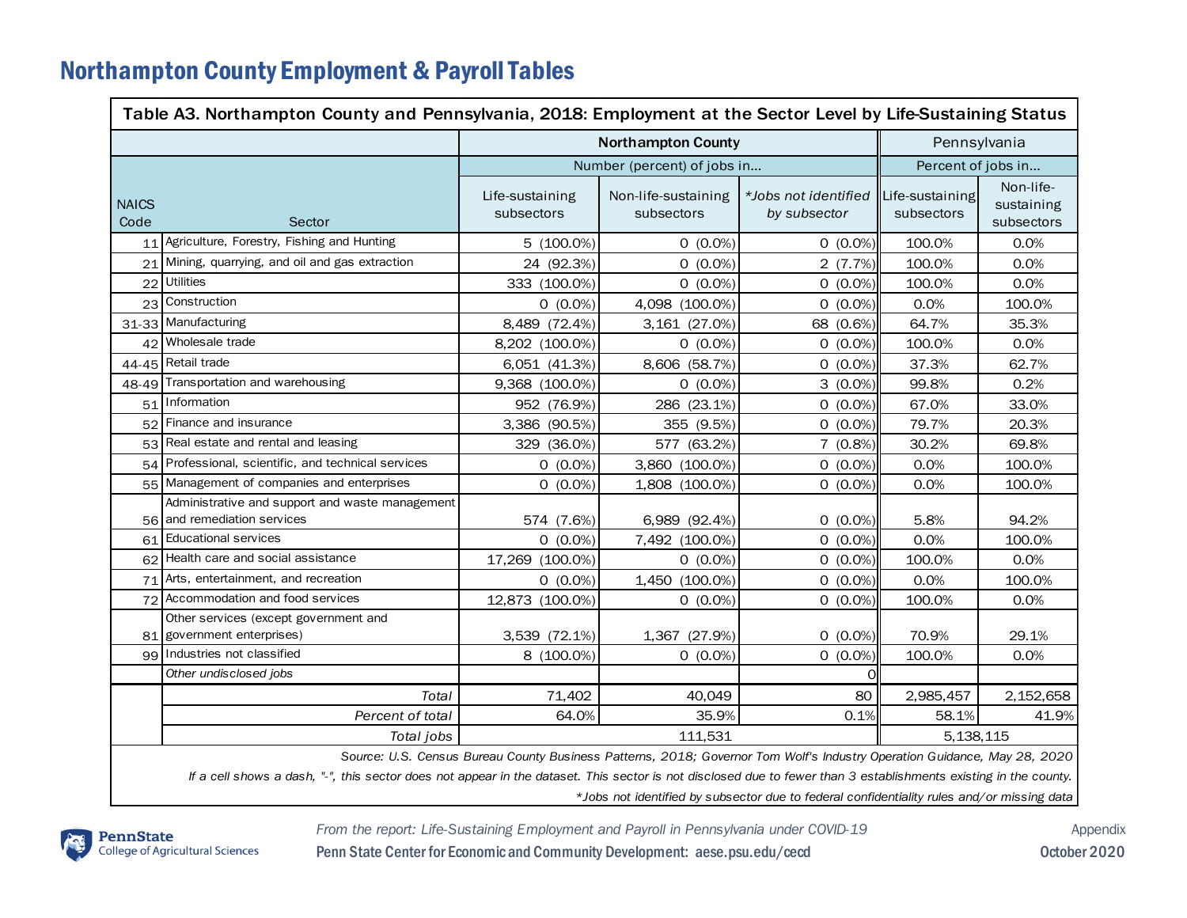# Northampton County Employment & Payroll Tables

| Table A3. Northampton County and Pennsylvania, 2018: Employment at the Sector Level by Life-Sustaining Status | | | | | | |
|---|---|---|---|---|---|---|
| | | Northampton County | | | Pennsylvania | |
| | | Number (percent) of jobs in... | | | Percent of jobs in... | |
| NAICS Code | Sector | Life-sustaining subsectors | Non-life-sustaining subsectors | *Jobs not identified by subsector | Life-sustaining subsectors | Non-life-sustaining subsectors |
| 11 | Agriculture, Forestry, Fishing and Hunting | 5 (100.0%) | 0 (0.0%) | 0 (0.0%) | 100.0% | 0.0% |
| 21 | Mining, quarrying, and oil and gas extraction | 24 (92.3%) | 0 (0.0%) | 2 (7.7%) | 100.0% | 0.0% |
| 22 | Utilities | 333 (100.0%) | 0 (0.0%) | 0 (0.0%) | 100.0% | 0.0% |
| 23 | Construction | 0 (0.0%) | 4,098 (100.0%) | 0 (0.0%) | 0.0% | 100.0% |
| 31-33 | Manufacturing | 8,489 (72.4%) | 3,161 (27.0%) | 68 (0.6%) | 64.7% | 35.3% |
| 42 | Wholesale trade | 8,202 (100.0%) | 0 (0.0%) | 0 (0.0%) | 100.0% | 0.0% |
| 44-45 | Retail trade | 6,051 (41.3%) | 8,606 (58.7%) | 0 (0.0%) | 37.3% | 62.7% |
| 48-49 | Transportation and warehousing | 9,368 (100.0%) | 0 (0.0%) | 3 (0.0%) | 99.8% | 0.2% |
| 51 | Information | 952 (76.9%) | 286 (23.1%) | 0 (0.0%) | 67.0% | 33.0% |
| 52 | Finance and insurance | 3,386 (90.5%) | 355 (9.5%) | 0 (0.0%) | 79.7% | 20.3% |
| 53 | Real estate and rental and leasing | 329 (36.0%) | 577 (63.2%) | 7 (0.8%) | 30.2% | 69.8% |
| 54 | Professional, scientific, and technical services | 0 (0.0%) | 3,860 (100.0%) | 0 (0.0%) | 0.0% | 100.0% |
| 55 | Management of companies and enterprises | 0 (0.0%) | 1,808 (100.0%) | 0 (0.0%) | 0.0% | 100.0% |
| 56 | Administrative and support and waste management and remediation services | 574 (7.6%) | 6,989 (92.4%) | 0 (0.0%) | 5.8% | 94.2% |
| 61 | Educational services | 0 (0.0%) | 7,492 (100.0%) | 0 (0.0%) | 0.0% | 100.0% |
| 62 | Health care and social assistance | 17,269 (100.0%) | 0 (0.0%) | 0 (0.0%) | 100.0% | 0.0% |
| 71 | Arts, entertainment, and recreation | 0 (0.0%) | 1,450 (100.0%) | 0 (0.0%) | 0.0% | 100.0% |
| 72 | Accommodation and food services | 12,873 (100.0%) | 0 (0.0%) | 0 (0.0%) | 100.0% | 0.0% |
| 81 | Other services (except government and government enterprises) | 3,539 (72.1%) | 1,367 (27.9%) | 0 (0.0%) | 70.9% | 29.1% |
| 99 | Industries not classified | 8 (100.0%) | 0 (0.0%) | 0 (0.0%) | 100.0% | 0.0% |
| | *Other undisclosed jobs* | | | 0 | | |
| | *Total* | 71,402 | 40,049 | 80 | 2,985,457 | 2,152,658 |
| | *Percent of total* | 64.0% | 35.9% | 0.1% | 58.1% | 41.9% |
| | *Total jobs* | 111,531 | | | 5,138,115 | |

*Source: U.S. Census Bureau County Business Patterns, 2018; Governor Tom Wolf's Industry Operation Guidance, May 28, 2020*

*If a cell shows a dash, "-", this sector does not appear in the dataset. This sector is not disclosed due to fewer than 3 establishments existing in the county.*

**Jobs not identified by subsector due to federal confidentiality rules and/or missing data*

PennState College of Agricultural Sciences

*From the report: Life-Sustaining Employment and Payroll in Pennsylvania under COVID-19*

Penn State Center for Economic and Community Development: aese.psu.edu/cecd

Appendix

October 2020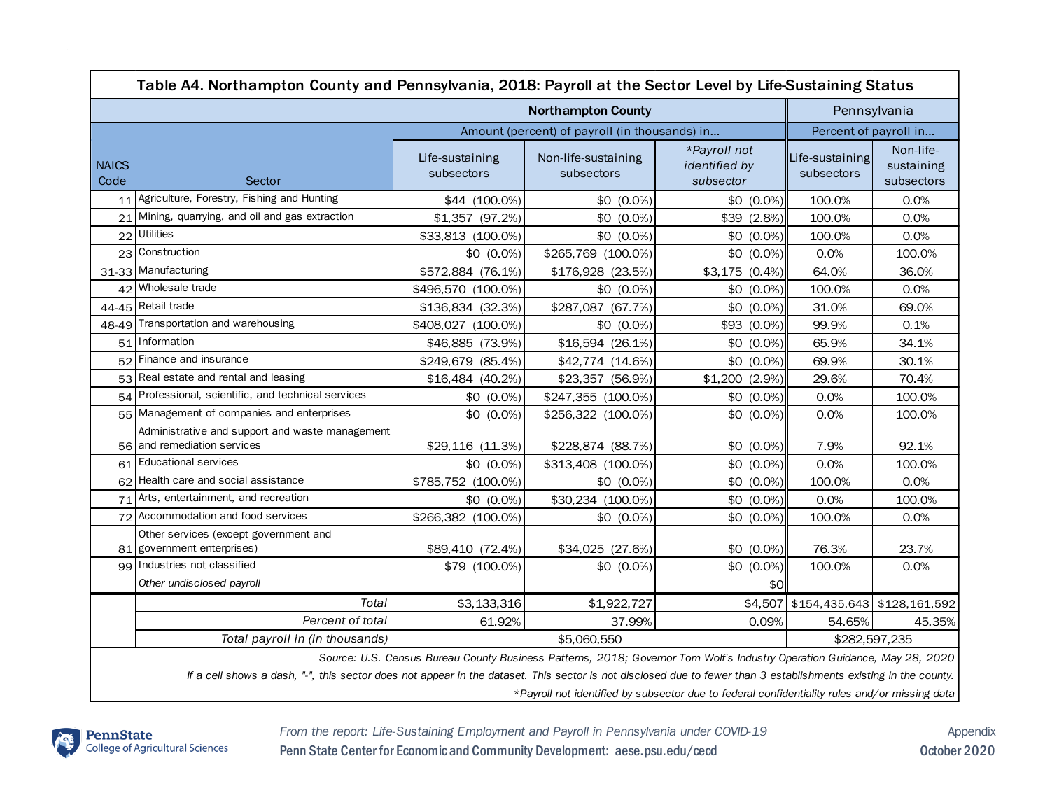# Table A4. Northampton County and Pennsylvania, 2018: Payroll at the Sector Level by Life-Sustaining Status

| NAICS Code | Sector | Northampton County | | | Pennsylvania | |
|---|---|---|---|---|---|---|
| | | Amount (percent) of payroll (in thousands) in... | | | Percent of payroll in... | |
| | | Life-sustaining subsectors | Non-life-sustaining subsectors | *Payroll not identified by subsector* | Life-sustaining subsectors | Non-life-sustaining subsectors |
| 11 | Agriculture, Forestry, Fishing and Hunting | $44 (100.0%) | $0 (0.0%) | $0 (0.0%) | 100.0% | 0.0% |
| 21 | Mining, quarrying, and oil and gas extraction | $1,357 (97.2%) | $0 (0.0%) | $39 (2.8%) | 100.0% | 0.0% |
| 22 | Utilities | $33,813 (100.0%) | $0 (0.0%) | $0 (0.0%) | 100.0% | 0.0% |
| 23 | Construction | $0 (0.0%) | $265,769 (100.0%) | $0 (0.0%) | 0.0% | 100.0% |
| 31-33 | Manufacturing | $572,884 (76.1%) | $176,928 (23.5%) | $3,175 (0.4%) | 64.0% | 36.0% |
| 42 | Wholesale trade | $496,570 (100.0%) | $0 (0.0%) | $0 (0.0%) | 100.0% | 0.0% |
| 44-45 | Retail trade | $136,834 (32.3%) | $287,087 (67.7%) | $0 (0.0%) | 31.0% | 69.0% |
| 48-49 | Transportation and warehousing | $408,027 (100.0%) | $0 (0.0%) | $93 (0.0%) | 99.9% | 0.1% |
| 51 | Information | $46,885 (73.9%) | $16,594 (26.1%) | $0 (0.0%) | 65.9% | 34.1% |
| 52 | Finance and insurance | $249,679 (85.4%) | $42,774 (14.6%) | $0 (0.0%) | 69.9% | 30.1% |
| 53 | Real estate and rental and leasing | $16,484 (40.2%) | $23,357 (56.9%) | $1,200 (2.9%) | 29.6% | 70.4% |
| 54 | Professional, scientific, and technical services | $0 (0.0%) | $247,355 (100.0%) | $0 (0.0%) | 0.0% | 100.0% |
| 55 | Management of companies and enterprises | $0 (0.0%) | $256,322 (100.0%) | $0 (0.0%) | 0.0% | 100.0% |
| 56 | Administrative and support and waste management and remediation services | $29,116 (11.3%) | $228,874 (88.7%) | $0 (0.0%) | 7.9% | 92.1% |
| 61 | Educational services | $0 (0.0%) | $313,408 (100.0%) | $0 (0.0%) | 0.0% | 100.0% |
| 62 | Health care and social assistance | $785,752 (100.0%) | $0 (0.0%) | $0 (0.0%) | 100.0% | 0.0% |
| 71 | Arts, entertainment, and recreation | $0 (0.0%) | $30,234 (100.0%) | $0 (0.0%) | 0.0% | 100.0% |
| 72 | Accommodation and food services | $266,382 (100.0%) | $0 (0.0%) | $0 (0.0%) | 100.0% | 0.0% |
| 81 | Other services (except government and government enterprises) | $89,410 (72.4%) | $34,025 (27.6%) | $0 (0.0%) | 76.3% | 23.7% |
| 99 | Industries not classified | $79 (100.0%) | $0 (0.0%) | $0 (0.0%) | 100.0% | 0.0% |
| | *Other undisclosed payroll* | | | $0 | | |
| | *Total* | $3,133,316 | $1,922,727 | $4,507 | $154,435,643 | $128,161,592 |
| | *Percent of total* | 61.92% | 37.99% | 0.09% | 54.65% | 45.35% |
| | *Total payroll in (in thousands)* | $5,060,550 | | | $282,597,235 | |

*Source: U.S. Census Bureau County Business Patterns, 2018; Governor Tom Wolf's Industry Operation Guidance, May 28, 2020*

*If a cell shows a dash, "-", this sector does not appear in the dataset. This sector is not disclosed due to fewer than 3 establishments existing in the county.*

*\*Payroll not identified by subsector due to federal confidentiality rules and/or missing data*

PennState College of Agricultural Sciences

*From the report: Life-Sustaining Employment and Payroll in Pennsylvania under COVID-19*

Penn State Center for Economic and Community Development: aese.psu.edu/cecd

Appendix

October 2020